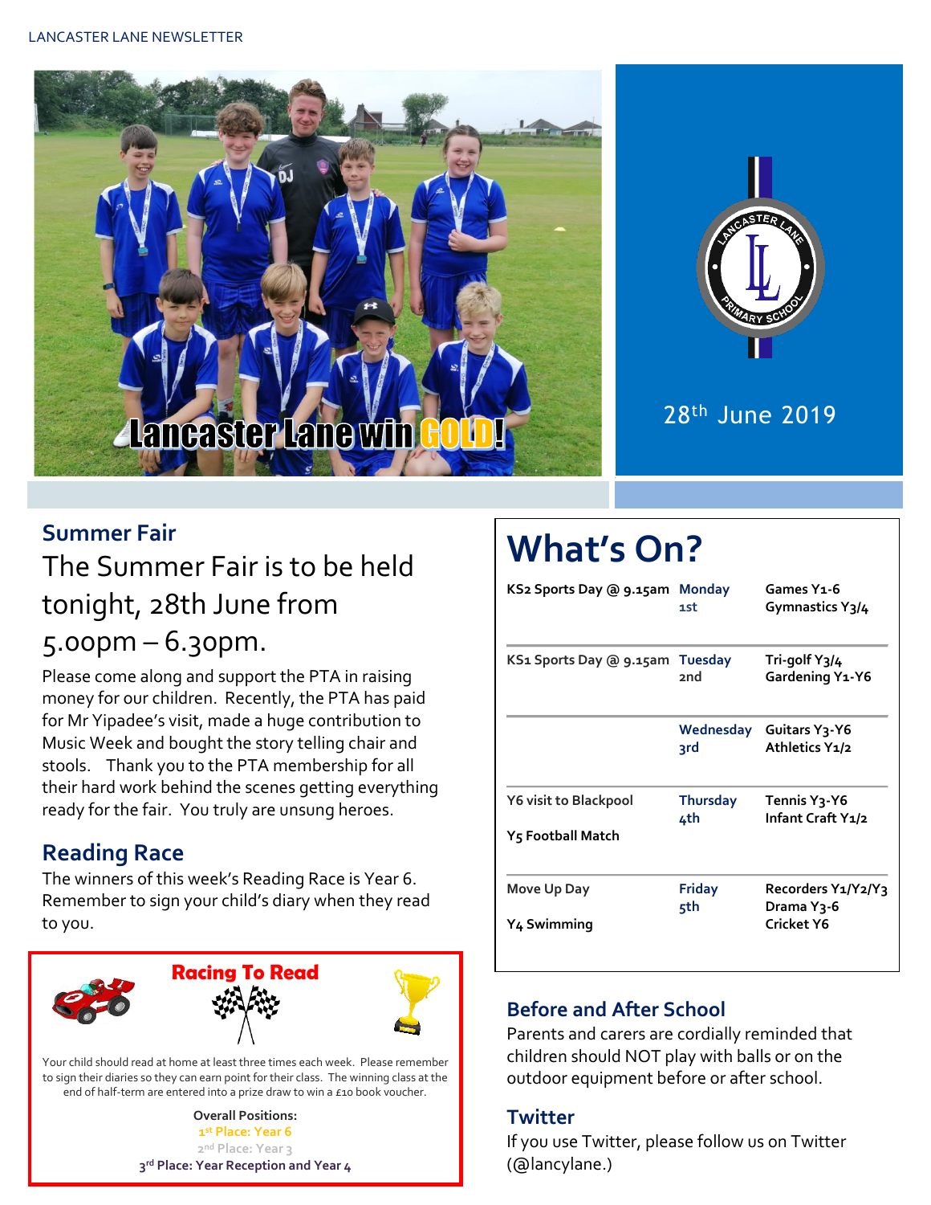LANCASTER LANE NEWSLETTER

Lancaster Lane win GOLD!

28th June 2019

## Summer Fair

The Summer Fair is to be held tonight, 28th June from 5.00pm – 6.30pm.

Please come along and support the PTA in raising money for our children. Recently, the PTA has paid for Mr Yipadee's visit, made a huge contribution to Music Week and bought the story telling chair and stools. Thank you to the PTA membership for all their hard work behind the scenes getting everything ready for the fair. You truly are unsung heroes.

## Reading Race

The winners of this week's Reading Race is Year 6. Remember to sign your child's diary when they read to you.

### Racing To Read

Your child should read at home at least three times each week. Please remember to sign their diaries so they can earn point for their class. The winning class at the end of half-term are entered into a prize draw to win a £10 book voucher.

**Overall Positions:**
**1st Place: Year 6**
**2nd Place: Year 3**
**3rd Place: Year Reception and Year 4**

# What's On?

| | | |
|---|---|---|
| **KS2 Sports Day @ 9.15am** | **Monday 1st** | **Games Y1-6**<br>**Gymnastics Y3/4** |
| **KS1 Sports Day @ 9.15am** | **Tuesday 2nd** | **Tri-golf Y3/4**<br>**Gardening Y1-Y6** |
| | **Wednesday 3rd** | **Guitars Y3-Y6**<br>**Athletics Y1/2** |
| **Y6 visit to Blackpool**<br>**Y5 Football Match** | **Thursday 4th** | **Tennis Y3-Y6**<br>**Infant Craft Y1/2** |
| **Move Up Day**<br>**Y4 Swimming** | **Friday 5th** | **Recorders Y1/Y2/Y3**<br>**Drama Y3-6**<br>**Cricket Y6** |

## Before and After School

Parents and carers are cordially reminded that children should NOT play with balls or on the outdoor equipment before or after school.

## Twitter

If you use Twitter, please follow us on Twitter (@lancylane.)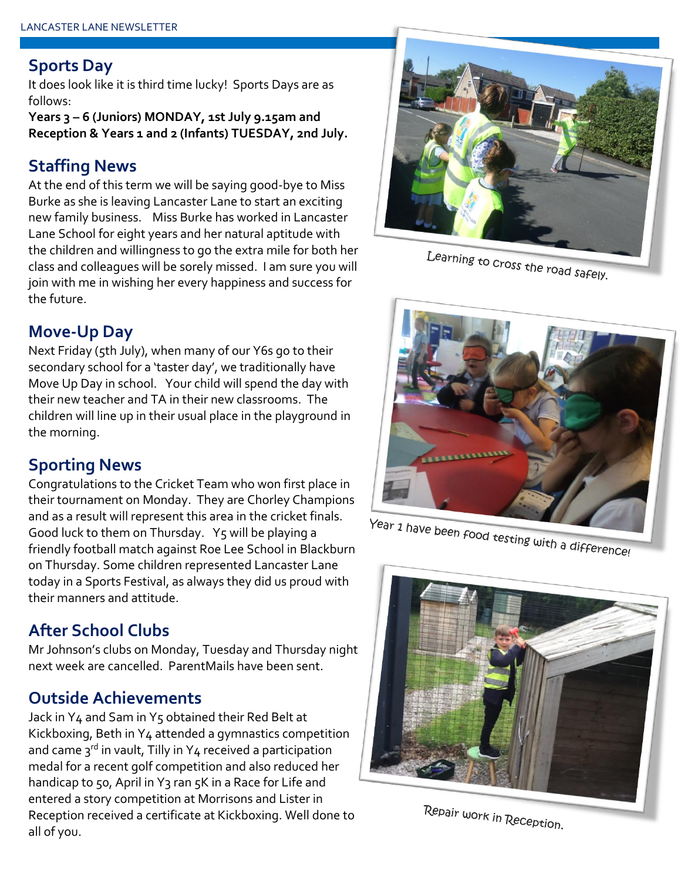## Sports Day

It does look like it is third time lucky! Sports Days are as follows:

**Years 3 – 6 (Juniors) MONDAY, 1st July 9.15am and Reception & Years 1 and 2 (Infants) TUESDAY, 2nd July.**

## Staffing News

At the end of this term we will be saying good-bye to Miss Burke as she is leaving Lancaster Lane to start an exciting new family business. Miss Burke has worked in Lancaster Lane School for eight years and her natural aptitude with the children and willingness to go the extra mile for both her class and colleagues will be sorely missed. I am sure you will join with me in wishing her every happiness and success for the future.

## Move-Up Day

Next Friday (5th July), when many of our Y6s go to their secondary school for a 'taster day', we traditionally have Move Up Day in school. Your child will spend the day with their new teacher and TA in their new classrooms. The children will line up in their usual place in the playground in the morning.

## Sporting News

Congratulations to the Cricket Team who won first place in their tournament on Monday. They are Chorley Champions and as a result will represent this area in the cricket finals. Good luck to them on Thursday. Y5 will be playing a friendly football match against Roe Lee School in Blackburn on Thursday. Some children represented Lancaster Lane today in a Sports Festival, as always they did us proud with their manners and attitude.

## After School Clubs

Mr Johnson's clubs on Monday, Tuesday and Thursday night next week are cancelled. ParentMails have been sent.

## Outside Achievements

Jack in Y4 and Sam in Y5 obtained their Red Belt at Kickboxing, Beth in Y4 attended a gymnastics competition and came 3rd in vault, Tilly in Y4 received a participation medal for a recent golf competition and also reduced her handicap to 50, April in Y3 ran 5K in a Race for Life and entered a story competition at Morrisons and Lister in Reception received a certificate at Kickboxing. Well done to all of you.

Learning to cross the road safely.

Year 1 have been food testing with a difference!

Repair work in Reception.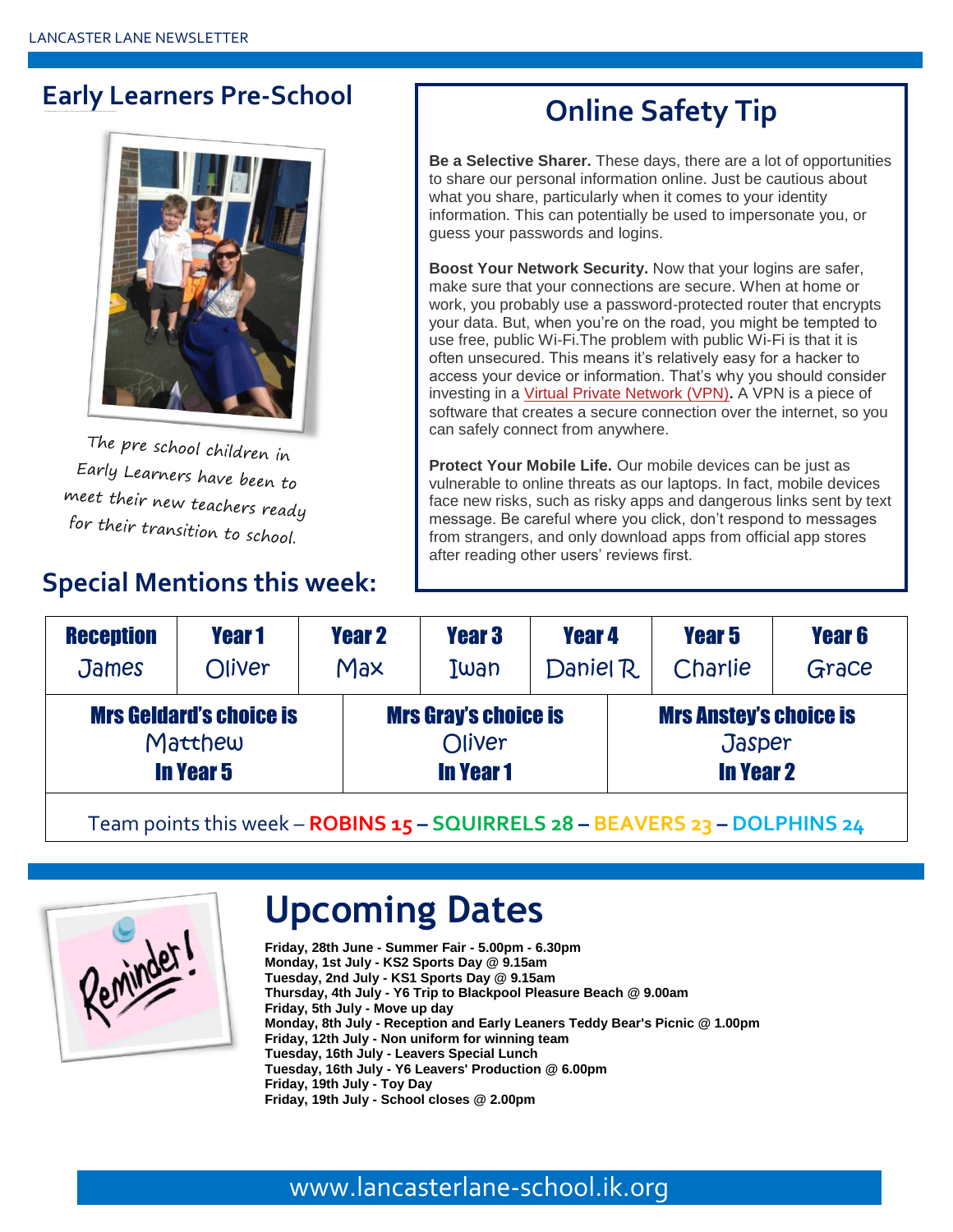## Early Learners Pre-School

The pre school children in Early Learners have been to meet their new teachers ready for their transition to school.

## Online Safety Tip

**Be a Selective Sharer.** These days, there are a lot of opportunities to share our personal information online. Just be cautious about what you share, particularly when it comes to your identity information. This can potentially be used to impersonate you, or guess your passwords and logins.

**Boost Your Network Security.** Now that your logins are safer, make sure that your connections are secure. When at home or work, you probably use a password-protected router that encrypts your data. But, when you're on the road, you might be tempted to use free, public Wi-Fi.The problem with public Wi-Fi is that it is often unsecured. This means it's relatively easy for a hacker to access your device or information. That's why you should consider investing in a Virtual Private Network (VPN). A VPN is a piece of software that creates a secure connection over the internet, so you can safely connect from anywhere.

**Protect Your Mobile Life.** Our mobile devices can be just as vulnerable to online threats as our laptops. In fact, mobile devices face new risks, such as risky apps and dangerous links sent by text message. Be careful where you click, don't respond to messages from strangers, and only download apps from official app stores after reading other users' reviews first.

## Special Mentions this week:

| Reception | Year 1 | Year 2 | Year 3 | Year 4 | Year 5 | Year 6 |
|---|---|---|---|---|---|---|
| James | Oliver | Max | Iwan | Daniel R | Charlie | Grace |

| Mrs Geldard's choice is | Mrs Gray's choice is | Mrs Anstey's choice is |
|---|---|---|
| Matthew | Oliver | Jasper |
| In Year 5 | In Year 1 | In Year 2 |

Team points this week – **ROBINS 15** – **SQUIRRELS 28** – **BEAVERS 23** – **DOLPHINS 24**

## Upcoming Dates

**Friday, 28th June - Summer Fair - 5.00pm - 6.30pm**
**Monday, 1st July - KS2 Sports Day @ 9.15am**
**Tuesday, 2nd July - KS1 Sports Day @ 9.15am**
**Thursday, 4th July - Y6 Trip to Blackpool Pleasure Beach @ 9.00am**
**Friday, 5th July - Move up day**
**Monday, 8th July - Reception and Early Leaners Teddy Bear's Picnic @ 1.00pm**
**Friday, 12th July - Non uniform for winning team**
**Tuesday, 16th July - Leavers Special Lunch**
**Tuesday, 16th July - Y6 Leavers' Production @ 6.00pm**
**Friday, 19th July - Toy Day**
**Friday, 19th July - School closes @ 2.00pm**

www.lancasterlane-school.ik.org